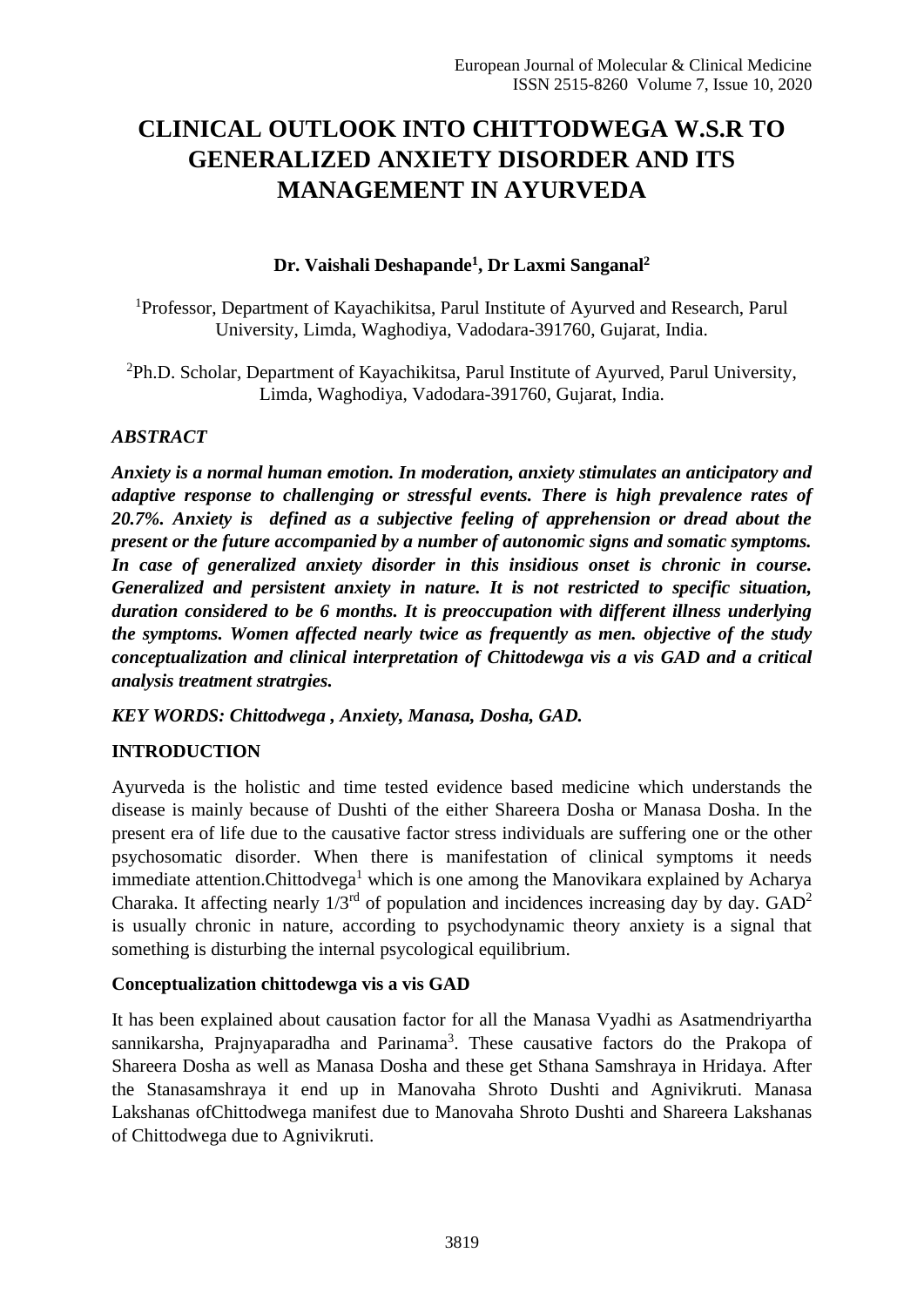# CLINICAL OUTLOOK INTO CHITTODWEGA W.S.R TO GENERALIZED ANXIETY DISORDER AND ITS MANAGEMENT IN AYURVEDA

**Dr. Vaishali Deshapande[1], Dr Laxmi Sanganal[2]**

[1]Professor, Department of Kayachikitsa, Parul Institute of Ayurved and Research, Parul University, Limda, Waghodiya, Vadodara-391760, Gujarat, India.

[2]Ph.D. Scholar, Department of Kayachikitsa, Parul Institute of Ayurved, Parul University, Limda, Waghodiya, Vadodara-391760, Gujarat, India.

## *ABSTRACT*

***Anxiety is a normal human emotion. In moderation, anxiety stimulates an anticipatory and adaptive response to challenging or stressful events. There is high prevalence rates of 20.7%. Anxiety is defined as a subjective feeling of apprehension or dread about the present or the future accompanied by a number of autonomic signs and somatic symptoms. In case of generalized anxiety disorder in this insidious onset is chronic in course. Generalized and persistent anxiety in nature. It is not restricted to specific situation, duration considered to be 6 months. It is preoccupation with different illness underlying the symptoms. Women affected nearly twice as frequently as men. objective of the study conceptualization and clinical interpretation of Chittodewga vis a vis GAD and a critical analysis treatment stratrgies.***

***KEY WORDS: Chittodwega , Anxiety, Manasa, Dosha, GAD.***

## INTRODUCTION

Ayurveda is the holistic and time tested evidence based medicine which understands the disease is mainly because of Dushti of the either Shareera Dosha or Manasa Dosha. In the present era of life due to the causative factor stress individuals are suffering one or the other psychosomatic disorder. When there is manifestation of clinical symptoms it needs immediate attention.Chittodvega[1] which is one among the Manovikara explained by Acharya Charaka. It affecting nearly $1/3^{rd}$ of population and incidences increasing day by day. GAD[2] is usually chronic in nature, according to psychodynamic theory anxiety is a signal that something is disturbing the internal psycological equilibrium.

### Conceptualization chittodewga vis a vis GAD

It has been explained about causation factor for all the Manasa Vyadhi as Asatmendriyartha sannikarsha, Prajnyaparadha and Parinama[3]. These causative factors do the Prakopa of Shareera Dosha as well as Manasa Dosha and these get Sthana Samshraya in Hridaya. After the Stanasamshraya it end up in Manovaha Shroto Dushti and Agnivikruti. Manasa Lakshanas ofChittodwega manifest due to Manovaha Shroto Dushti and Shareera Lakshanas of Chittodwega due to Agnivikruti.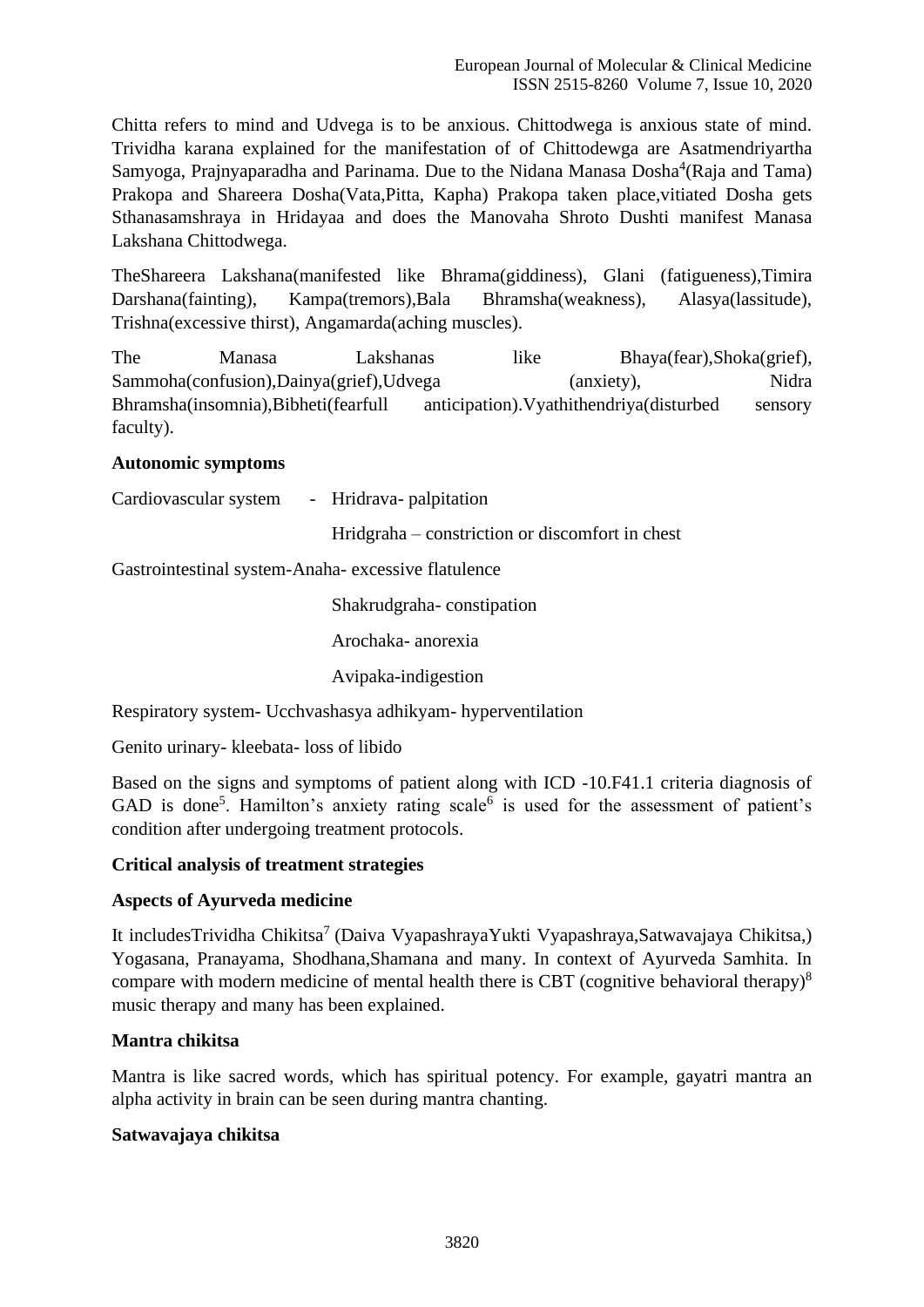Chitta refers to mind and Udvega is to be anxious. Chittodwega is anxious state of mind. Trividha karana explained for the manifestation of of Chittodewga are Asatmendriyartha Samyoga, Prajnyaparadha and Parinama. Due to the Nidana Manasa Dosha[4](Raja and Tama) Prakopa and Shareera Dosha(Vata,Pitta, Kapha) Prakopa taken place,vitiated Dosha gets Sthanasamshraya in Hridayaa and does the Manovaha Shroto Dushti manifest Manasa Lakshana Chittodwega.

TheShareera Lakshana(manifested like Bhrama(giddiness), Glani (fatigueness),Timira Darshana(fainting), Kampa(tremors),Bala Bhramsha(weakness), Alasya(lassitude), Trishna(excessive thirst), Angamarda(aching muscles).

The Manasa Lakshanas like Bhaya(fear),Shoka(grief), Sammoha(confusion),Dainya(grief),Udvega (anxiety), Nidra Bhramsha(insomnia),Bibheti(fearfull anticipation).Vyathithendriya(disturbed sensory faculty).

**Autonomic symptoms**

Cardiovascular system - Hridrava- palpitation

Hridgraha – constriction or discomfort in chest

Gastrointestinal system-Anaha- excessive flatulence

Shakrudgraha- constipation

Arochaka- anorexia

Avipaka-indigestion

Respiratory system- Ucchvashasya adhikyam- hyperventilation

Genito urinary- kleebata- loss of libido

Based on the signs and symptoms of patient along with ICD -10.F41.1 criteria diagnosis of GAD is done[5]. Hamilton's anxiety rating scale[6] is used for the assessment of patient's condition after undergoing treatment protocols.

**Critical analysis of treatment strategies**

**Aspects of Ayurveda medicine**

It includesTrividha Chikitsa[7] (Daiva VyapashrayaYukti Vyapashraya,Satwavajaya Chikitsa,) Yogasana, Pranayama, Shodhana,Shamana and many. In context of Ayurveda Samhita. In compare with modern medicine of mental health there is CBT (cognitive behavioral therapy)[8] music therapy and many has been explained.

**Mantra chikitsa**

Mantra is like sacred words, which has spiritual potency. For example, gayatri mantra an alpha activity in brain can be seen during mantra chanting.

**Satwavajaya chikitsa**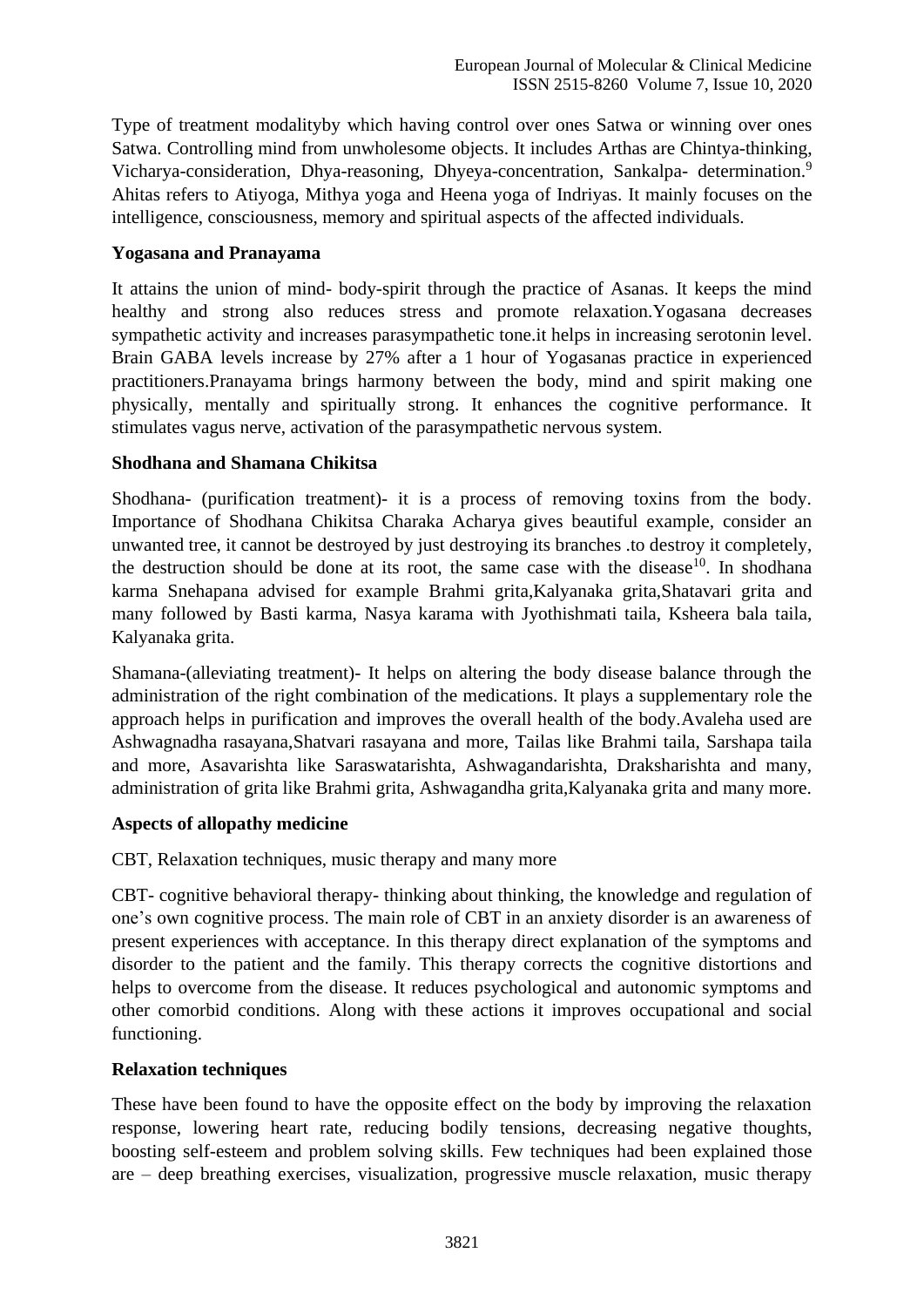Type of treatment modalityby which having control over ones Satwa or winning over ones Satwa. Controlling mind from unwholesome objects. It includes Arthas are Chintya-thinking, Vicharya-consideration, Dhya-reasoning, Dhyeya-concentration, Sankalpa- determination.[9] Ahitas refers to Atiyoga, Mithya yoga and Heena yoga of Indriyas. It mainly focuses on the intelligence, consciousness, memory and spiritual aspects of the affected individuals.

**Yogasana and Pranayama**

It attains the union of mind- body-spirit through the practice of Asanas. It keeps the mind healthy and strong also reduces stress and promote relaxation.Yogasana decreases sympathetic activity and increases parasympathetic tone.it helps in increasing serotonin level. Brain GABA levels increase by 27% after a 1 hour of Yogasanas practice in experienced practitioners.Pranayama brings harmony between the body, mind and spirit making one physically, mentally and spiritually strong. It enhances the cognitive performance. It stimulates vagus nerve, activation of the parasympathetic nervous system.

**Shodhana and Shamana Chikitsa**

Shodhana- (purification treatment)- it is a process of removing toxins from the body. Importance of Shodhana Chikitsa Charaka Acharya gives beautiful example, consider an unwanted tree, it cannot be destroyed by just destroying its branches .to destroy it completely, the destruction should be done at its root, the same case with the disease[10]. In shodhana karma Snehapana advised for example Brahmi grita,Kalyanaka grita,Shatavari grita and many followed by Basti karma, Nasya karama with Jyothishmati taila, Ksheera bala taila, Kalyanaka grita.

Shamana-(alleviating treatment)- It helps on altering the body disease balance through the administration of the right combination of the medications. It plays a supplementary role the approach helps in purification and improves the overall health of the body.Avaleha used are Ashwagnadha rasayana,Shatvari rasayana and more, Tailas like Brahmi taila, Sarshapa taila and more, Asavarishta like Saraswatarishta, Ashwagandarishta, Draksharishta and many, administration of grita like Brahmi grita, Ashwagandha grita,Kalyanaka grita and many more.

**Aspects of allopathy medicine**

CBT, Relaxation techniques, music therapy and many more

CBT- cognitive behavioral therapy- thinking about thinking, the knowledge and regulation of one's own cognitive process. The main role of CBT in an anxiety disorder is an awareness of present experiences with acceptance. In this therapy direct explanation of the symptoms and disorder to the patient and the family. This therapy corrects the cognitive distortions and helps to overcome from the disease. It reduces psychological and autonomic symptoms and other comorbid conditions. Along with these actions it improves occupational and social functioning.

**Relaxation techniques**

These have been found to have the opposite effect on the body by improving the relaxation response, lowering heart rate, reducing bodily tensions, decreasing negative thoughts, boosting self-esteem and problem solving skills. Few techniques had been explained those are – deep breathing exercises, visualization, progressive muscle relaxation, music therapy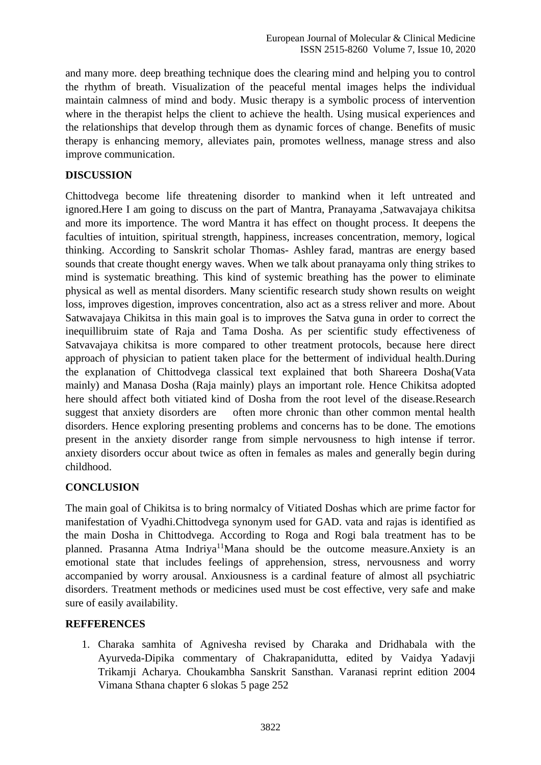and many more. deep breathing technique does the clearing mind and helping you to control the rhythm of breath. Visualization of the peaceful mental images helps the individual maintain calmness of mind and body. Music therapy is a symbolic process of intervention where in the therapist helps the client to achieve the health. Using musical experiences and the relationships that develop through them as dynamic forces of change. Benefits of music therapy is enhancing memory, alleviates pain, promotes wellness, manage stress and also improve communication.

## DISCUSSION

Chittodvega become life threatening disorder to mankind when it left untreated and ignored.Here I am going to discuss on the part of Mantra, Pranayama ,Satwavajaya chikitsa and more its importence. The word Mantra it has effect on thought process. It deepens the faculties of intuition, spiritual strength, happiness, increases concentration, memory, logical thinking. According to Sanskrit scholar Thomas- Ashley farad, mantras are energy based sounds that create thought energy waves. When we talk about pranayama only thing strikes to mind is systematic breathing. This kind of systemic breathing has the power to eliminate physical as well as mental disorders. Many scientific research study shown results on weight loss, improves digestion, improves concentration, also act as a stress reliver and more. About Satwavajaya Chikitsa in this main goal is to improves the Satva guna in order to correct the inequillibruim state of Raja and Tama Dosha. As per scientific study effectiveness of Satvavajaya chikitsa is more compared to other treatment protocols, because here direct approach of physician to patient taken place for the betterment of individual health.During the explanation of Chittodvega classical text explained that both Shareera Dosha(Vata mainly) and Manasa Dosha (Raja mainly) plays an important role. Hence Chikitsa adopted here should affect both vitiated kind of Dosha from the root level of the disease.Research suggest that anxiety disorders are often more chronic than other common mental health disorders. Hence exploring presenting problems and concerns has to be done. The emotions present in the anxiety disorder range from simple nervousness to high intense if terror. anxiety disorders occur about twice as often in females as males and generally begin during childhood.

## CONCLUSION

The main goal of Chikitsa is to bring normalcy of Vitiated Doshas which are prime factor for manifestation of Vyadhi.Chittodvega synonym used for GAD. vata and rajas is identified as the main Dosha in Chittodvega. According to Roga and Rogi bala treatment has to be planned. Prasanna Atma Indriya[11]Mana should be the outcome measure.Anxiety is an emotional state that includes feelings of apprehension, stress, nervousness and worry accompanied by worry arousal. Anxiousness is a cardinal feature of almost all psychiatric disorders. Treatment methods or medicines used must be cost effective, very safe and make sure of easily availability.

## REFFERENCES

1. Charaka samhita of Agnivesha revised by Charaka and Dridhabala with the Ayurveda-Dipika commentary of Chakrapanidutta, edited by Vaidya Yadavji Trikamji Acharya. Choukambha Sanskrit Sansthan. Varanasi reprint edition 2004 Vimana Sthana chapter 6 slokas 5 page 252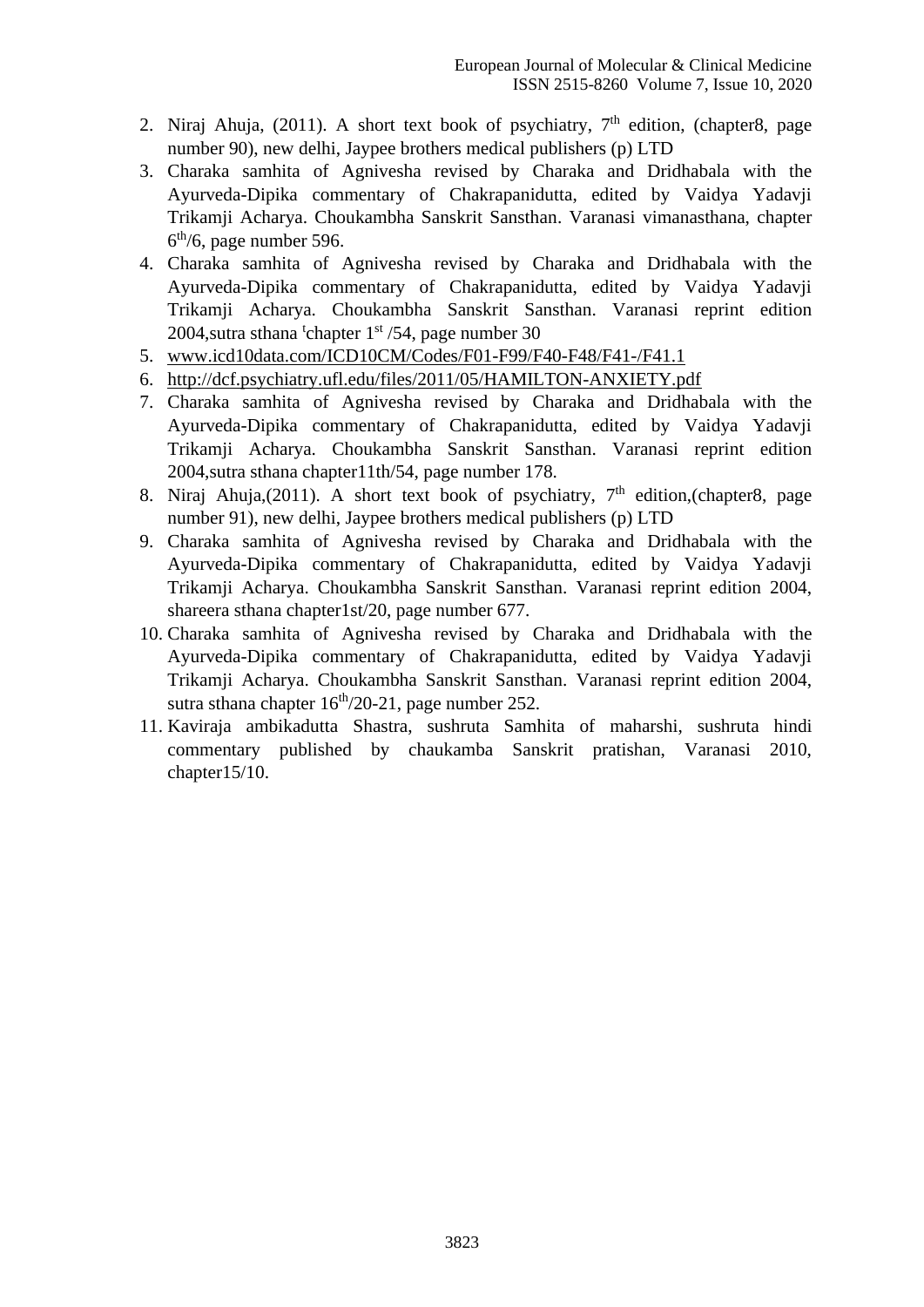2. Niraj Ahuja, (2011). A short text book of psychiatry, $7^{th}$ edition, (chapter8, page number 90), new delhi, Jaypee brothers medical publishers (p) LTD
3. Charaka samhita of Agnivesha revised by Charaka and Dridhabala with the Ayurveda-Dipika commentary of Chakrapanidutta, edited by Vaidya Yadavji Trikamji Acharya. Choukambha Sanskrit Sansthan. Varanasi vimanasthana, chapter $6^{th}$/6, page number 596.
4. Charaka samhita of Agnivesha revised by Charaka and Dridhabala with the Ayurveda-Dipika commentary of Chakrapanidutta, edited by Vaidya Yadavji Trikamji Acharya. Choukambha Sanskrit Sansthan. Varanasi reprint edition 2004,sutra sthana $^{t}$chapter $1^{st}$ /54, page number 30
5. www.icd10data.com/ICD10CM/Codes/F01-F99/F40-F48/F41-/F41.1
6. http://dcf.psychiatry.ufl.edu/files/2011/05/HAMILTON-ANXIETY.pdf
7. Charaka samhita of Agnivesha revised by Charaka and Dridhabala with the Ayurveda-Dipika commentary of Chakrapanidutta, edited by Vaidya Yadavji Trikamji Acharya. Choukambha Sanskrit Sansthan. Varanasi reprint edition 2004,sutra sthana chapter11th/54, page number 178.
8. Niraj Ahuja,(2011). A short text book of psychiatry, $7^{th}$ edition,(chapter8, page number 91), new delhi, Jaypee brothers medical publishers (p) LTD
9. Charaka samhita of Agnivesha revised by Charaka and Dridhabala with the Ayurveda-Dipika commentary of Chakrapanidutta, edited by Vaidya Yadavji Trikamji Acharya. Choukambha Sanskrit Sansthan. Varanasi reprint edition 2004, shareera sthana chapter1st/20, page number 677.
10. Charaka samhita of Agnivesha revised by Charaka and Dridhabala with the Ayurveda-Dipika commentary of Chakrapanidutta, edited by Vaidya Yadavji Trikamji Acharya. Choukambha Sanskrit Sansthan. Varanasi reprint edition 2004, sutra sthana chapter $16^{th}$/20-21, page number 252.
11. Kaviraja ambikadutta Shastra, sushruta Samhita of maharshi, sushruta hindi commentary published by chaukamba Sanskrit pratishan, Varanasi 2010, chapter15/10.